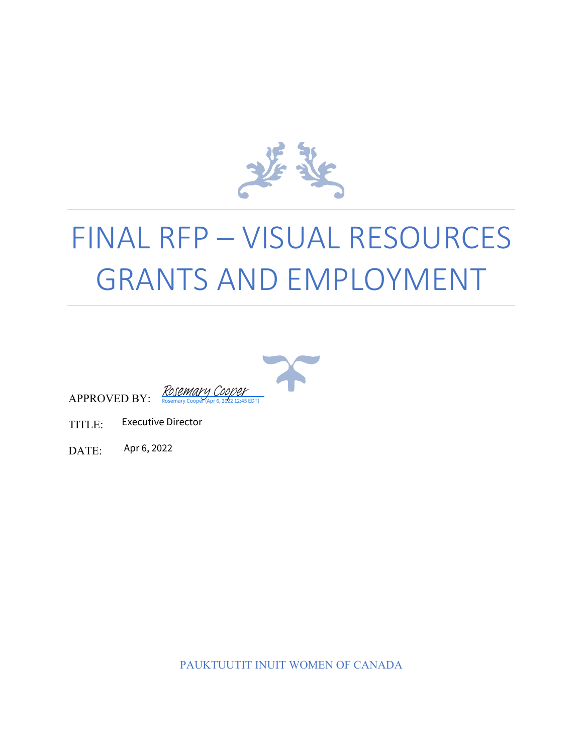# FINAL RFP – VISUAL RESOURCES GRANTS AND EMPLOYMENT

APPROVED BY: Rosemary Cooper
Rosemary Cooper (Apr 6, 2022 12:45 EDT)

TITLE: Executive Director

DATE: Apr 6, 2022

PAUKTUUTIT INUIT WOMEN OF CANADA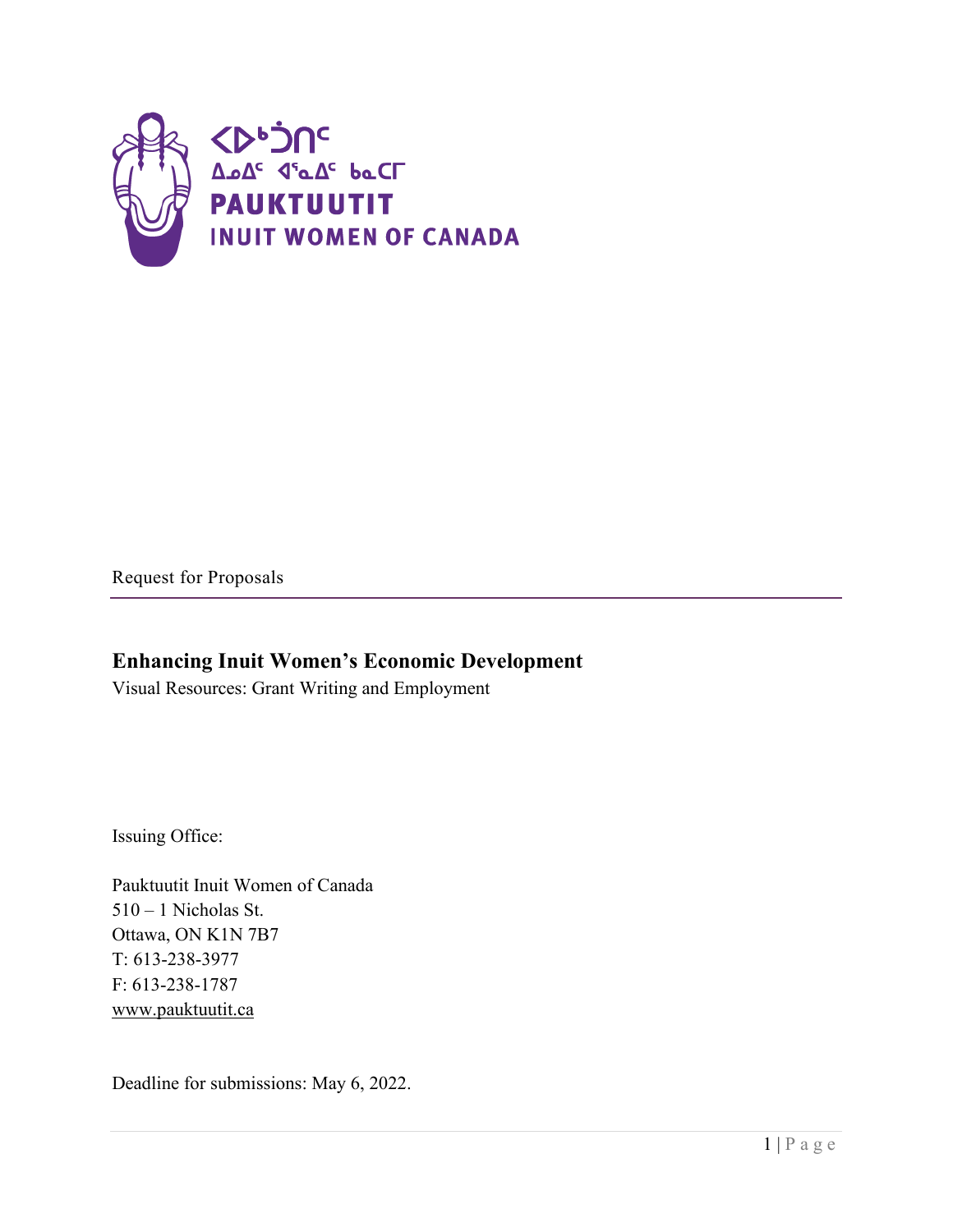Request for Proposals

# Enhancing Inuit Women's Economic Development

Visual Resources: Grant Writing and Employment

Issuing Office:

Pauktuutit Inuit Women of Canada
510 – 1 Nicholas St.
Ottawa, ON K1N 7B7
T: 613-238-3977
F: 613-238-1787
www.pauktuutit.ca

Deadline for submissions: May 6, 2022.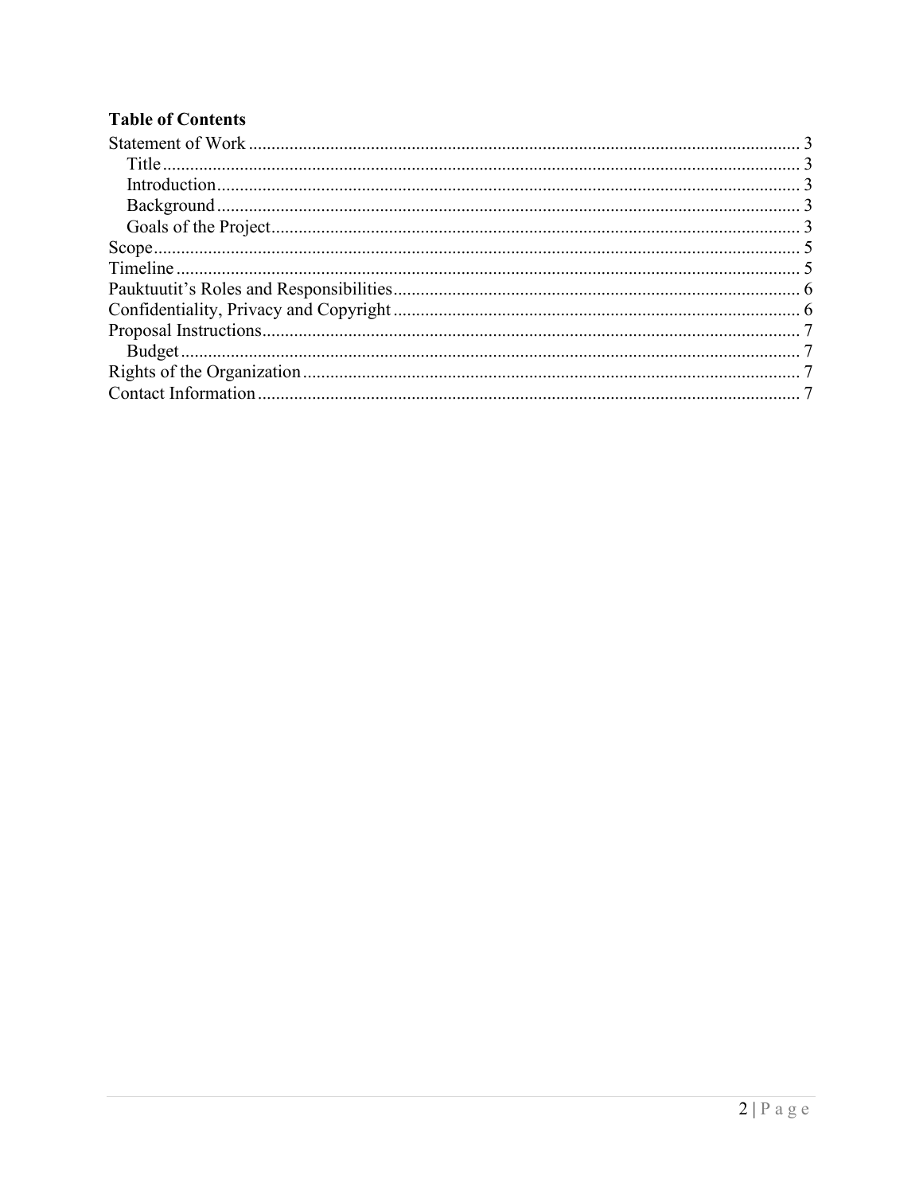**Table of Contents**

- Statement of Work ........ 3
  - Title ........ 3
  - Introduction ........ 3
  - Background ........ 3
  - Goals of the Project ........ 3
- Scope ........ 5
- Timeline ........ 5
- Pauktuutit's Roles and Responsibilities ........ 6
- Confidentiality, Privacy and Copyright ........ 6
- Proposal Instructions ........ 7
  - Budget ........ 7
- Rights of the Organization ........ 7
- Contact Information ........ 7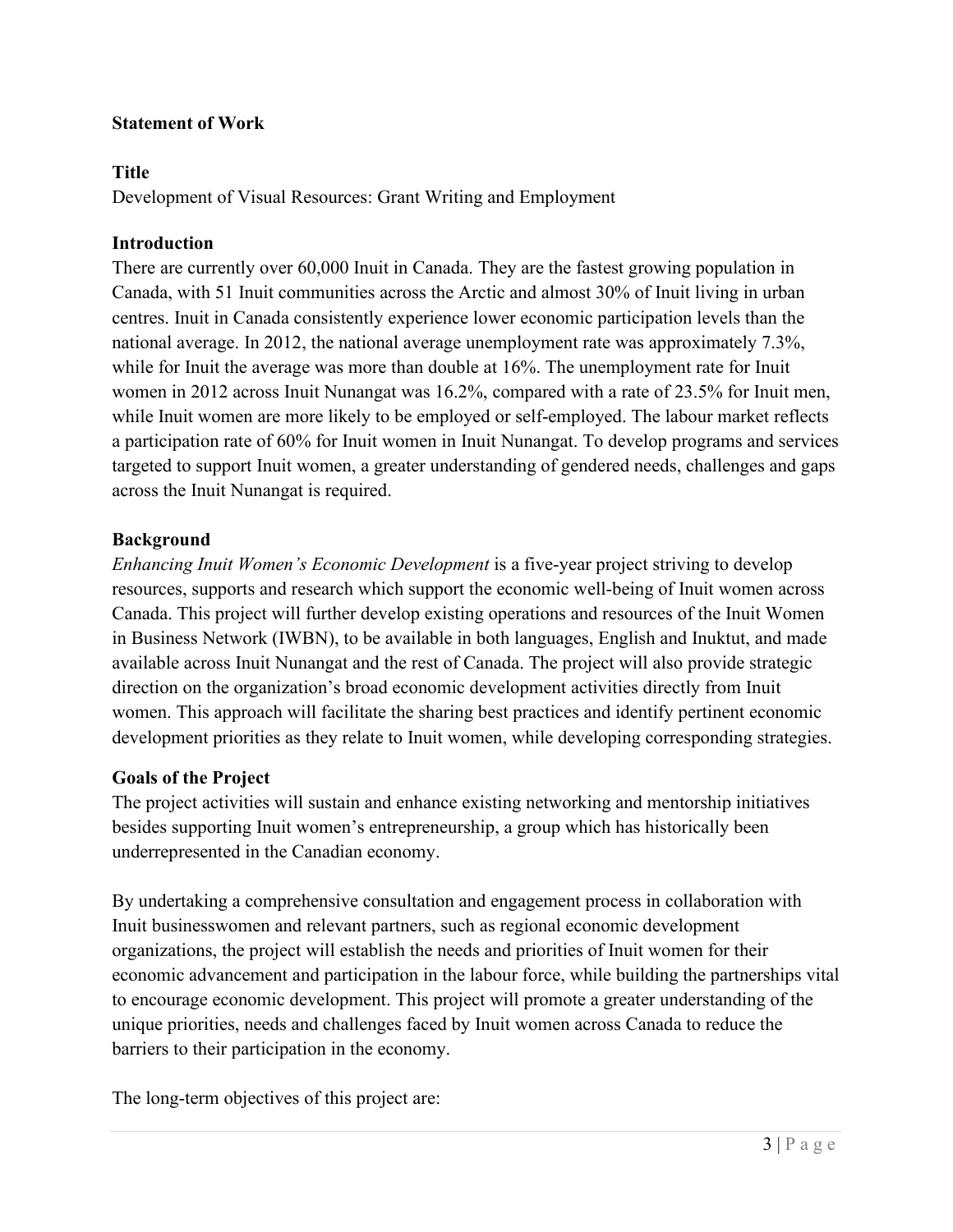**Statement of Work**

**Title**

Development of Visual Resources: Grant Writing and Employment

**Introduction**

There are currently over 60,000 Inuit in Canada. They are the fastest growing population in Canada, with 51 Inuit communities across the Arctic and almost 30% of Inuit living in urban centres. Inuit in Canada consistently experience lower economic participation levels than the national average. In 2012, the national average unemployment rate was approximately 7.3%, while for Inuit the average was more than double at 16%. The unemployment rate for Inuit women in 2012 across Inuit Nunangat was 16.2%, compared with a rate of 23.5% for Inuit men, while Inuit women are more likely to be employed or self-employed. The labour market reflects a participation rate of 60% for Inuit women in Inuit Nunangat. To develop programs and services targeted to support Inuit women, a greater understanding of gendered needs, challenges and gaps across the Inuit Nunangat is required.

**Background**

*Enhancing Inuit Women's Economic Development* is a five-year project striving to develop resources, supports and research which support the economic well-being of Inuit women across Canada. This project will further develop existing operations and resources of the Inuit Women in Business Network (IWBN), to be available in both languages, English and Inuktut, and made available across Inuit Nunangat and the rest of Canada. The project will also provide strategic direction on the organization's broad economic development activities directly from Inuit women. This approach will facilitate the sharing best practices and identify pertinent economic development priorities as they relate to Inuit women, while developing corresponding strategies.

**Goals of the Project**

The project activities will sustain and enhance existing networking and mentorship initiatives besides supporting Inuit women's entrepreneurship, a group which has historically been underrepresented in the Canadian economy.

By undertaking a comprehensive consultation and engagement process in collaboration with Inuit businesswomen and relevant partners, such as regional economic development organizations, the project will establish the needs and priorities of Inuit women for their economic advancement and participation in the labour force, while building the partnerships vital to encourage economic development. This project will promote a greater understanding of the unique priorities, needs and challenges faced by Inuit women across Canada to reduce the barriers to their participation in the economy.

The long-term objectives of this project are: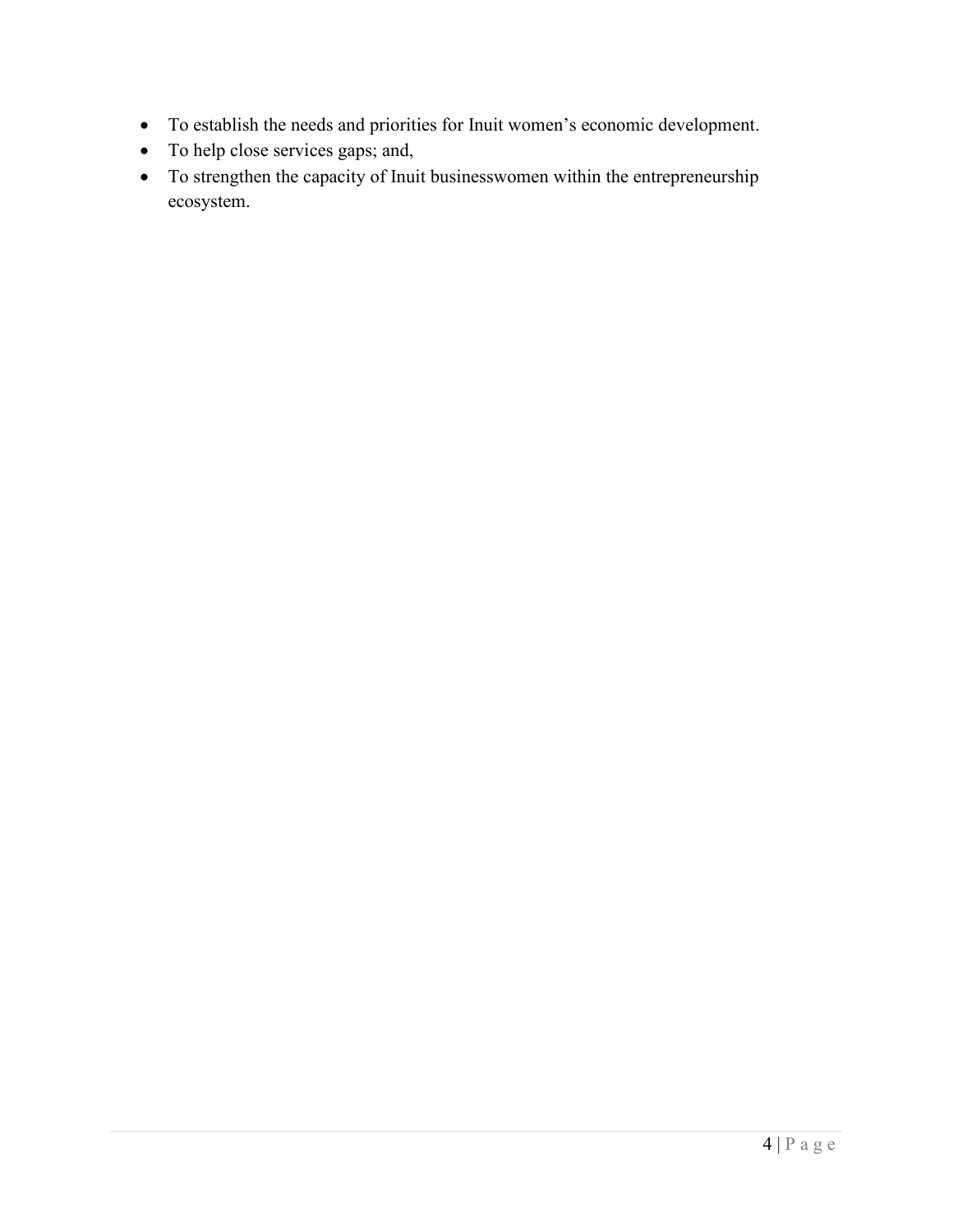- To establish the needs and priorities for Inuit women's economic development.
- To help close services gaps; and,
- To strengthen the capacity of Inuit businesswomen within the entrepreneurship ecosystem.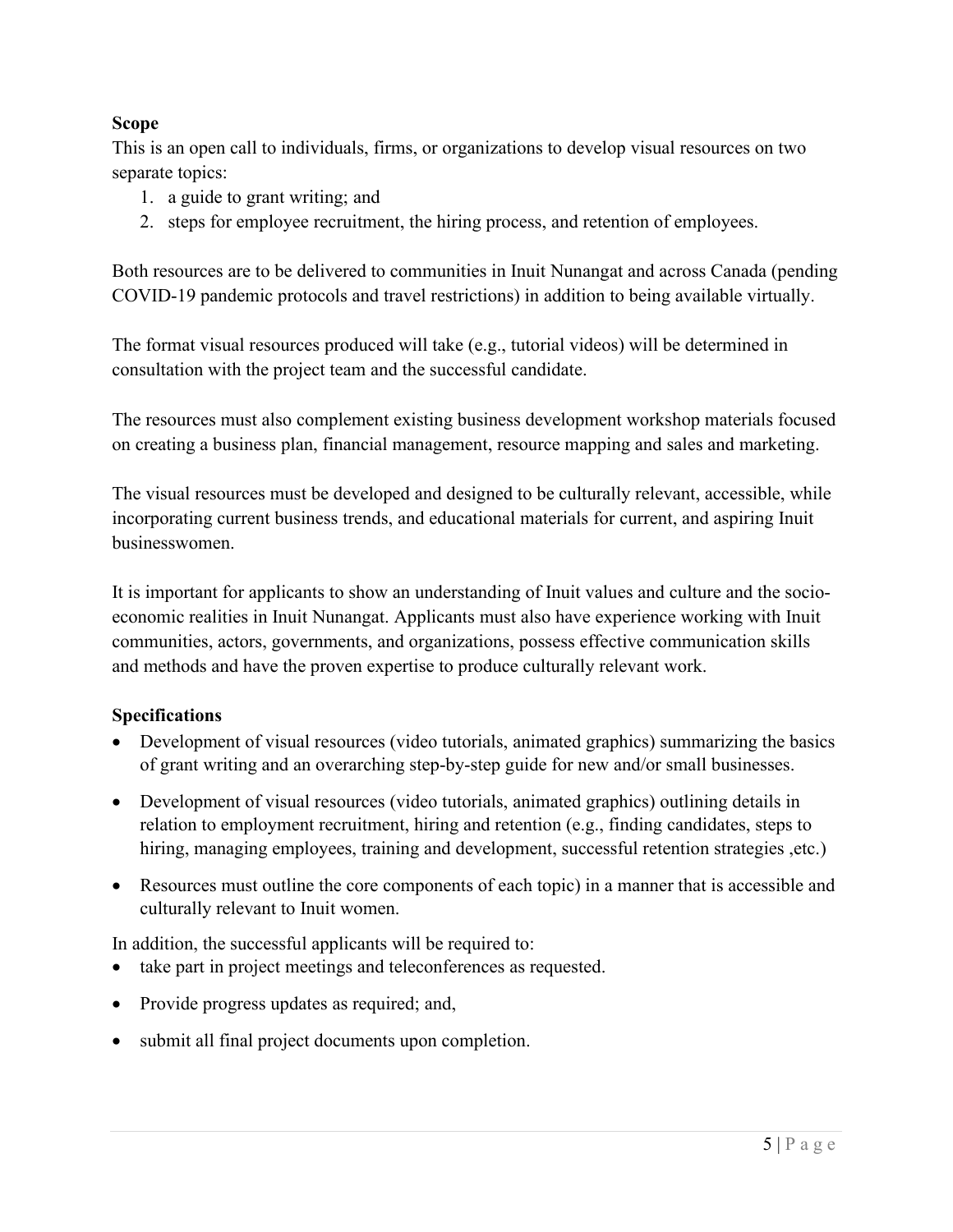**Scope**

This is an open call to individuals, firms, or organizations to develop visual resources on two separate topics:

1. a guide to grant writing; and
2. steps for employee recruitment, the hiring process, and retention of employees.

Both resources are to be delivered to communities in Inuit Nunangat and across Canada (pending COVID-19 pandemic protocols and travel restrictions) in addition to being available virtually.

The format visual resources produced will take (e.g., tutorial videos) will be determined in consultation with the project team and the successful candidate.

The resources must also complement existing business development workshop materials focused on creating a business plan, financial management, resource mapping and sales and marketing.

The visual resources must be developed and designed to be culturally relevant, accessible, while incorporating current business trends, and educational materials for current, and aspiring Inuit businesswomen.

It is important for applicants to show an understanding of Inuit values and culture and the socio-economic realities in Inuit Nunangat. Applicants must also have experience working with Inuit communities, actors, governments, and organizations, possess effective communication skills and methods and have the proven expertise to produce culturally relevant work.

**Specifications**

- Development of visual resources (video tutorials, animated graphics) summarizing the basics of grant writing and an overarching step-by-step guide for new and/or small businesses.
- Development of visual resources (video tutorials, animated graphics) outlining details in relation to employment recruitment, hiring and retention (e.g., finding candidates, steps to hiring, managing employees, training and development, successful retention strategies ,etc.)
- Resources must outline the core components of each topic) in a manner that is accessible and culturally relevant to Inuit women.

In addition, the successful applicants will be required to:

- take part in project meetings and teleconferences as requested.
- Provide progress updates as required; and,
- submit all final project documents upon completion.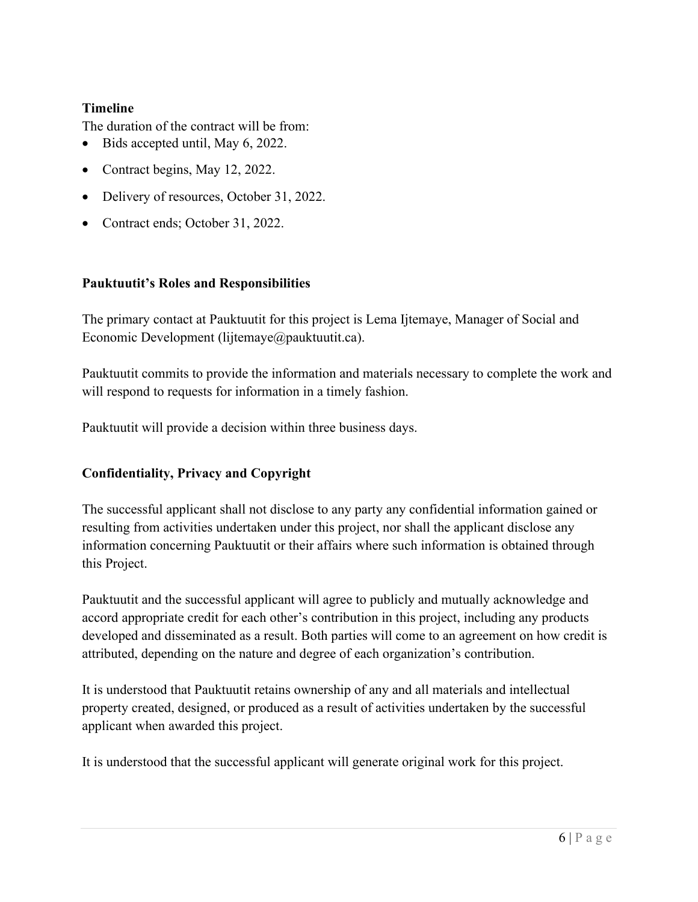**Timeline**

The duration of the contract will be from:

- Bids accepted until, May 6, 2022.
- Contract begins, May 12, 2022.
- Delivery of resources, October 31, 2022.
- Contract ends; October 31, 2022.

**Pauktuutit's Roles and Responsibilities**

The primary contact at Pauktuutit for this project is Lema Ijtemaye, Manager of Social and Economic Development (lijtemaye@pauktuutit.ca).

Pauktuutit commits to provide the information and materials necessary to complete the work and will respond to requests for information in a timely fashion.

Pauktuutit will provide a decision within three business days.

**Confidentiality, Privacy and Copyright**

The successful applicant shall not disclose to any party any confidential information gained or resulting from activities undertaken under this project, nor shall the applicant disclose any information concerning Pauktuutit or their affairs where such information is obtained through this Project.

Pauktuutit and the successful applicant will agree to publicly and mutually acknowledge and accord appropriate credit for each other's contribution in this project, including any products developed and disseminated as a result. Both parties will come to an agreement on how credit is attributed, depending on the nature and degree of each organization's contribution.

It is understood that Pauktuutit retains ownership of any and all materials and intellectual property created, designed, or produced as a result of activities undertaken by the successful applicant when awarded this project.

It is understood that the successful applicant will generate original work for this project.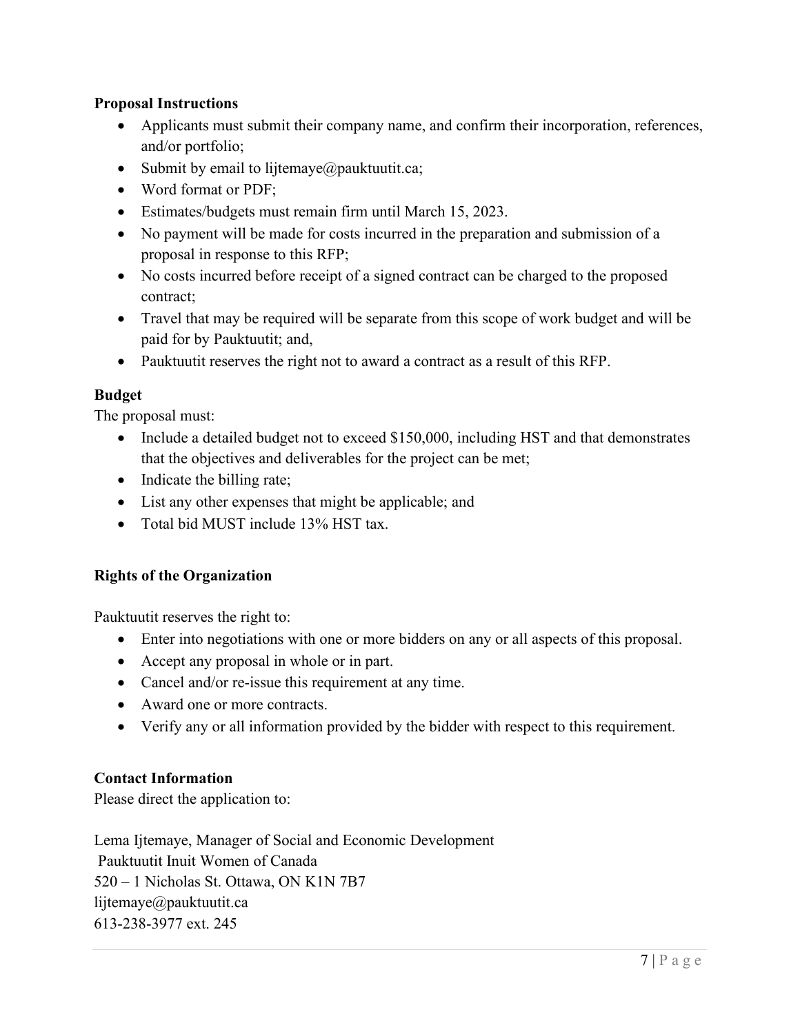**Proposal Instructions**

- Applicants must submit their company name, and confirm their incorporation, references, and/or portfolio;
- Submit by email to lijtemaye@pauktuutit.ca;
- Word format or PDF;
- Estimates/budgets must remain firm until March 15, 2023.
- No payment will be made for costs incurred in the preparation and submission of a proposal in response to this RFP;
- No costs incurred before receipt of a signed contract can be charged to the proposed contract;
- Travel that may be required will be separate from this scope of work budget and will be paid for by Pauktuutit; and,
- Pauktuutit reserves the right not to award a contract as a result of this RFP.

**Budget**

The proposal must:

- Include a detailed budget not to exceed $150,000, including HST and that demonstrates that the objectives and deliverables for the project can be met;
- Indicate the billing rate;
- List any other expenses that might be applicable; and
- Total bid MUST include 13% HST tax.

**Rights of the Organization**

Pauktuutit reserves the right to:

- Enter into negotiations with one or more bidders on any or all aspects of this proposal.
- Accept any proposal in whole or in part.
- Cancel and/or re-issue this requirement at any time.
- Award one or more contracts.
- Verify any or all information provided by the bidder with respect to this requirement.

**Contact Information**

Please direct the application to:

Lema Ijtemaye, Manager of Social and Economic Development
Pauktuutit Inuit Women of Canada
520 – 1 Nicholas St. Ottawa, ON K1N 7B7
lijtemaye@pauktuutit.ca
613-238-3977 ext. 245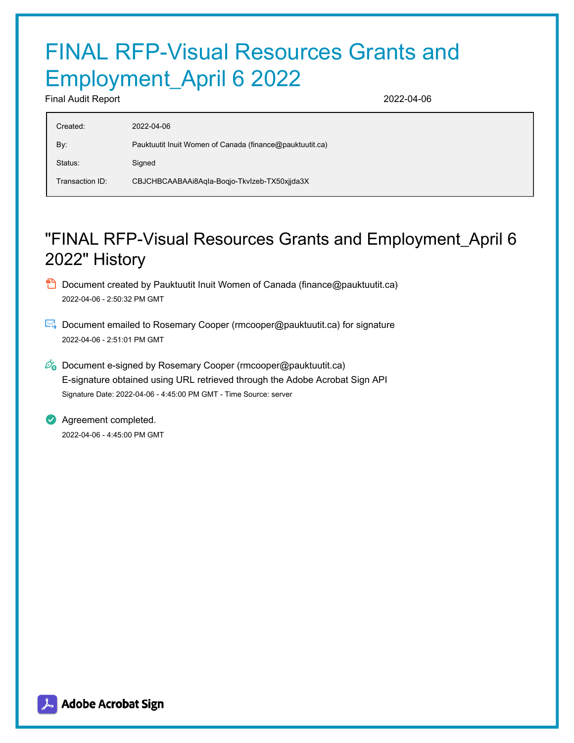# FINAL RFP-Visual Resources Grants and Employment_April 6 2022

Final Audit Report 2022-04-06

| | |
|---|---|
| Created: | 2022-04-06 |
| By: | Pauktuutit Inuit Women of Canada (finance@pauktuutit.ca) |
| Status: | Signed |
| Transaction ID: | CBJCHBCAABAAi8AqIa-Boqjo-TkvIzeb-TX50xjjda3X |

## "FINAL RFP-Visual Resources Grants and Employment_April 6 2022" History

Document created by Pauktuutit Inuit Women of Canada (finance@pauktuutit.ca)
2022-04-06 - 2:50:32 PM GMT

Document emailed to Rosemary Cooper (rmcooper@pauktuutit.ca) for signature
2022-04-06 - 2:51:01 PM GMT

Document e-signed by Rosemary Cooper (rmcooper@pauktuutit.ca)
E-signature obtained using URL retrieved through the Adobe Acrobat Sign API
Signature Date: 2022-04-06 - 4:45:00 PM GMT - Time Source: server

Agreement completed.
2022-04-06 - 4:45:00 PM GMT

Adobe Acrobat Sign